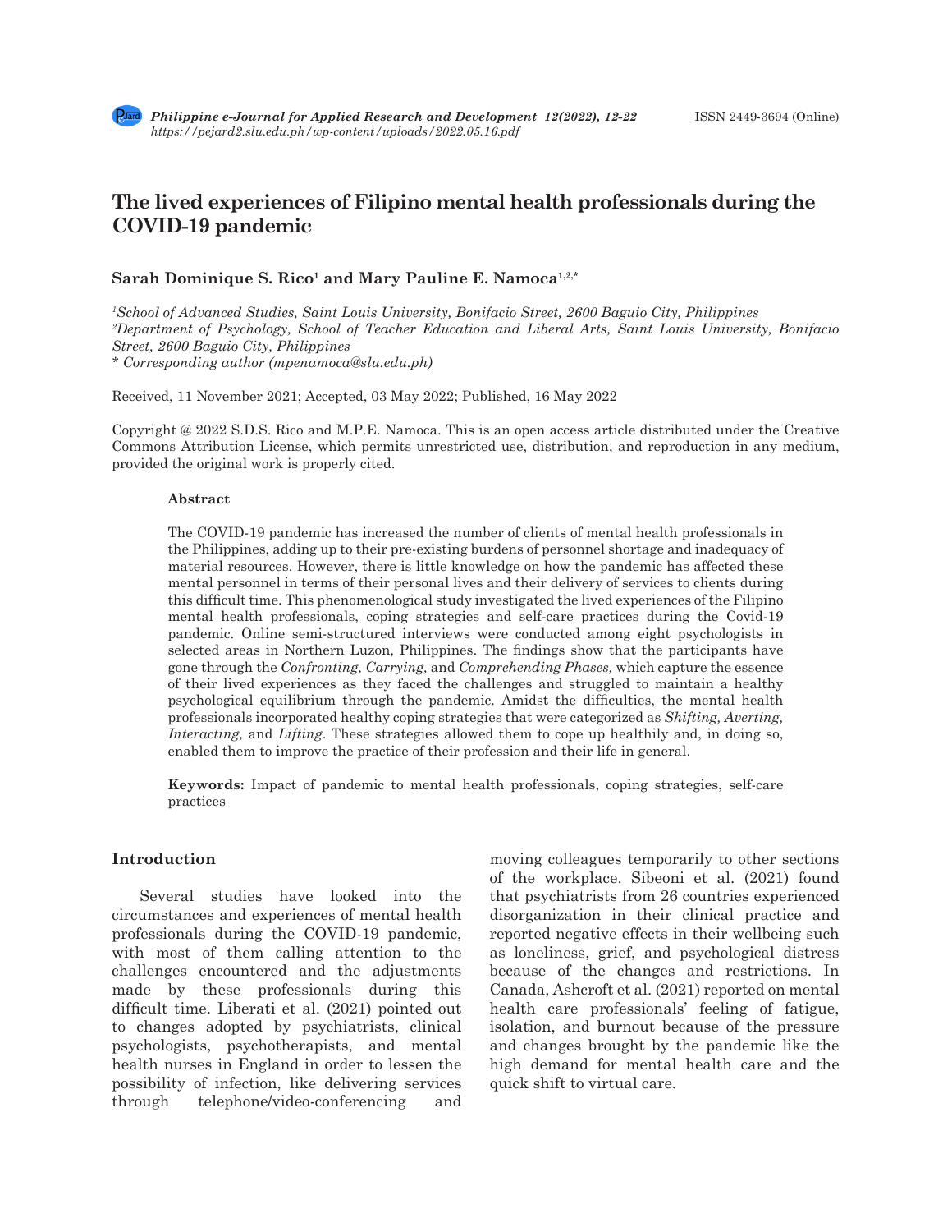# The lived experiences of Filipino mental health professionals during the COVID-19 pandemic

**Sarah Dominique S. Rico[1] and Mary Pauline E. Namoca[1,2,*]**

*[1]School of Advanced Studies, Saint Louis University, Bonifacio Street, 2600 Baguio City, Philippines*
*[2]Department of Psychology, School of Teacher Education and Liberal Arts, Saint Louis University, Bonifacio Street, 2600 Baguio City, Philippines*
*\* Corresponding author (mpenamoca@slu.edu.ph)*

Received, 11 November 2021; Accepted, 03 May 2022; Published, 16 May 2022

Copyright @ 2022 S.D.S. Rico and M.P.E. Namoca. This is an open access article distributed under the Creative Commons Attribution License, which permits unrestricted use, distribution, and reproduction in any medium, provided the original work is properly cited.

**Abstract**

The COVID-19 pandemic has increased the number of clients of mental health professionals in the Philippines, adding up to their pre-existing burdens of personnel shortage and inadequacy of material resources. However, there is little knowledge on how the pandemic has affected these mental personnel in terms of their personal lives and their delivery of services to clients during this difficult time. This phenomenological study investigated the lived experiences of the Filipino mental health professionals, coping strategies and self-care practices during the Covid-19 pandemic. Online semi-structured interviews were conducted among eight psychologists in selected areas in Northern Luzon, Philippines. The findings show that the participants have gone through the *Confronting, Carrying,* and *Comprehending Phases,* which capture the essence of their lived experiences as they faced the challenges and struggled to maintain a healthy psychological equilibrium through the pandemic. Amidst the difficulties, the mental health professionals incorporated healthy coping strategies that were categorized as *Shifting, Averting, Interacting,* and *Lifting*. These strategies allowed them to cope up healthily and, in doing so, enabled them to improve the practice of their profession and their life in general.

**Keywords:** Impact of pandemic to mental health professionals, coping strategies, self-care practices

## Introduction

Several studies have looked into the circumstances and experiences of mental health professionals during the COVID-19 pandemic, with most of them calling attention to the challenges encountered and the adjustments made by these professionals during this difficult time. Liberati et al. (2021) pointed out to changes adopted by psychiatrists, clinical psychologists, psychotherapists, and mental health nurses in England in order to lessen the possibility of infection, like delivering services through telephone/video-conferencing and moving colleagues temporarily to other sections of the workplace. Sibeoni et al. (2021) found that psychiatrists from 26 countries experienced disorganization in their clinical practice and reported negative effects in their wellbeing such as loneliness, grief, and psychological distress because of the changes and restrictions. In Canada, Ashcroft et al. (2021) reported on mental health care professionals' feeling of fatigue, isolation, and burnout because of the pressure and changes brought by the pandemic like the high demand for mental health care and the quick shift to virtual care.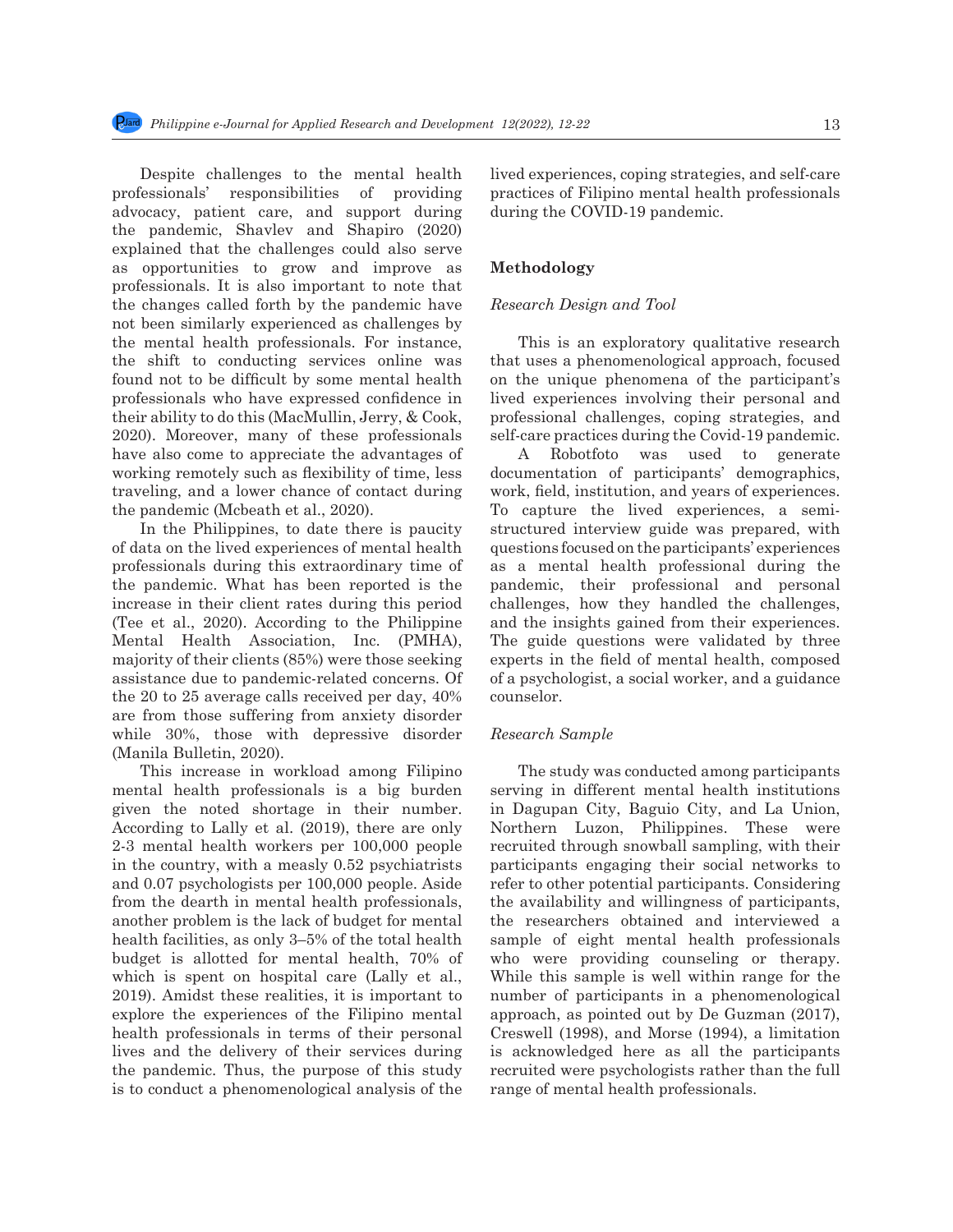Despite challenges to the mental health professionals' responsibilities of providing advocacy, patient care, and support during the pandemic, Shavlev and Shapiro (2020) explained that the challenges could also serve as opportunities to grow and improve as professionals. It is also important to note that the changes called forth by the pandemic have not been similarly experienced as challenges by the mental health professionals. For instance, the shift to conducting services online was found not to be difficult by some mental health professionals who have expressed confidence in their ability to do this (MacMullin, Jerry, & Cook, 2020). Moreover, many of these professionals have also come to appreciate the advantages of working remotely such as flexibility of time, less traveling, and a lower chance of contact during the pandemic (Mcbeath et al., 2020).

In the Philippines, to date there is paucity of data on the lived experiences of mental health professionals during this extraordinary time of the pandemic. What has been reported is the increase in their client rates during this period (Tee et al., 2020). According to the Philippine Mental Health Association, Inc. (PMHA), majority of their clients (85%) were those seeking assistance due to pandemic-related concerns. Of the 20 to 25 average calls received per day, 40% are from those suffering from anxiety disorder while 30%, those with depressive disorder (Manila Bulletin, 2020).

This increase in workload among Filipino mental health professionals is a big burden given the noted shortage in their number. According to Lally et al. (2019), there are only 2-3 mental health workers per 100,000 people in the country, with a measly 0.52 psychiatrists and 0.07 psychologists per 100,000 people. Aside from the dearth in mental health professionals, another problem is the lack of budget for mental health facilities, as only 3–5% of the total health budget is allotted for mental health, 70% of which is spent on hospital care (Lally et al., 2019). Amidst these realities, it is important to explore the experiences of the Filipino mental health professionals in terms of their personal lives and the delivery of their services during the pandemic. Thus, the purpose of this study is to conduct a phenomenological analysis of the lived experiences, coping strategies, and self-care practices of Filipino mental health professionals during the COVID-19 pandemic.

## Methodology

### *Research Design and Tool*

This is an exploratory qualitative research that uses a phenomenological approach, focused on the unique phenomena of the participant's lived experiences involving their personal and professional challenges, coping strategies, and self-care practices during the Covid-19 pandemic.

A Robotfoto was used to generate documentation of participants' demographics, work, field, institution, and years of experiences. To capture the lived experiences, a semi-structured interview guide was prepared, with questions focused on the participants' experiences as a mental health professional during the pandemic, their professional and personal challenges, how they handled the challenges, and the insights gained from their experiences. The guide questions were validated by three experts in the field of mental health, composed of a psychologist, a social worker, and a guidance counselor.

### *Research Sample*

The study was conducted among participants serving in different mental health institutions in Dagupan City, Baguio City, and La Union, Northern Luzon, Philippines. These were recruited through snowball sampling, with their participants engaging their social networks to refer to other potential participants. Considering the availability and willingness of participants, the researchers obtained and interviewed a sample of eight mental health professionals who were providing counseling or therapy. While this sample is well within range for the number of participants in a phenomenological approach, as pointed out by De Guzman (2017), Creswell (1998), and Morse (1994), a limitation is acknowledged here as all the participants recruited were psychologists rather than the full range of mental health professionals.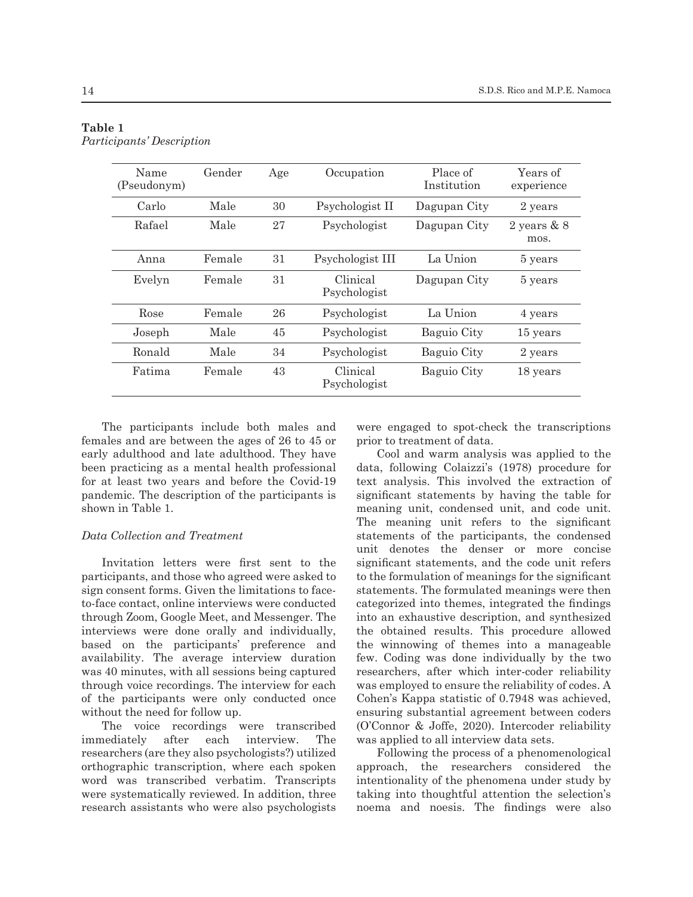**Table 1**
*Participants' Description*

| Name (Pseudonym) | Gender | Age | Occupation | Place of Institution | Years of experience |
|---|---|---|---|---|---|
| Carlo | Male | 30 | Psychologist II | Dagupan City | 2 years |
| Rafael | Male | 27 | Psychologist | Dagupan City | 2 years & 8 mos. |
| Anna | Female | 31 | Psychologist III | La Union | 5 years |
| Evelyn | Female | 31 | Clinical Psychologist | Dagupan City | 5 years |
| Rose | Female | 26 | Psychologist | La Union | 4 years |
| Joseph | Male | 45 | Psychologist | Baguio City | 15 years |
| Ronald | Male | 34 | Psychologist | Baguio City | 2 years |
| Fatima | Female | 43 | Clinical Psychologist | Baguio City | 18 years |

The participants include both males and females and are between the ages of 26 to 45 or early adulthood and late adulthood. They have been practicing as a mental health professional for at least two years and before the Covid-19 pandemic. The description of the participants is shown in Table 1.

*Data Collection and Treatment*

Invitation letters were first sent to the participants, and those who agreed were asked to sign consent forms. Given the limitations to face-to-face contact, online interviews were conducted through Zoom, Google Meet, and Messenger. The interviews were done orally and individually, based on the participants' preference and availability. The average interview duration was 40 minutes, with all sessions being captured through voice recordings. The interview for each of the participants were only conducted once without the need for follow up.

The voice recordings were transcribed immediately after each interview. The researchers (are they also psychologists?) utilized orthographic transcription, where each spoken word was transcribed verbatim. Transcripts were systematically reviewed. In addition, three research assistants who were also psychologists were engaged to spot-check the transcriptions prior to treatment of data.

Cool and warm analysis was applied to the data, following Colaizzi's (1978) procedure for text analysis. This involved the extraction of significant statements by having the table for meaning unit, condensed unit, and code unit. The meaning unit refers to the significant statements of the participants, the condensed unit denotes the denser or more concise significant statements, and the code unit refers to the formulation of meanings for the significant statements. The formulated meanings were then categorized into themes, integrated the findings into an exhaustive description, and synthesized the obtained results. This procedure allowed the winnowing of themes into a manageable few. Coding was done individually by the two researchers, after which inter-coder reliability was employed to ensure the reliability of codes. A Cohen's Kappa statistic of 0.7948 was achieved, ensuring substantial agreement between coders (O'Connor & Joffe, 2020). Intercoder reliability was applied to all interview data sets.

Following the process of a phenomenological approach, the researchers considered the intentionality of the phenomena under study by taking into thoughtful attention the selection's noema and noesis. The findings were also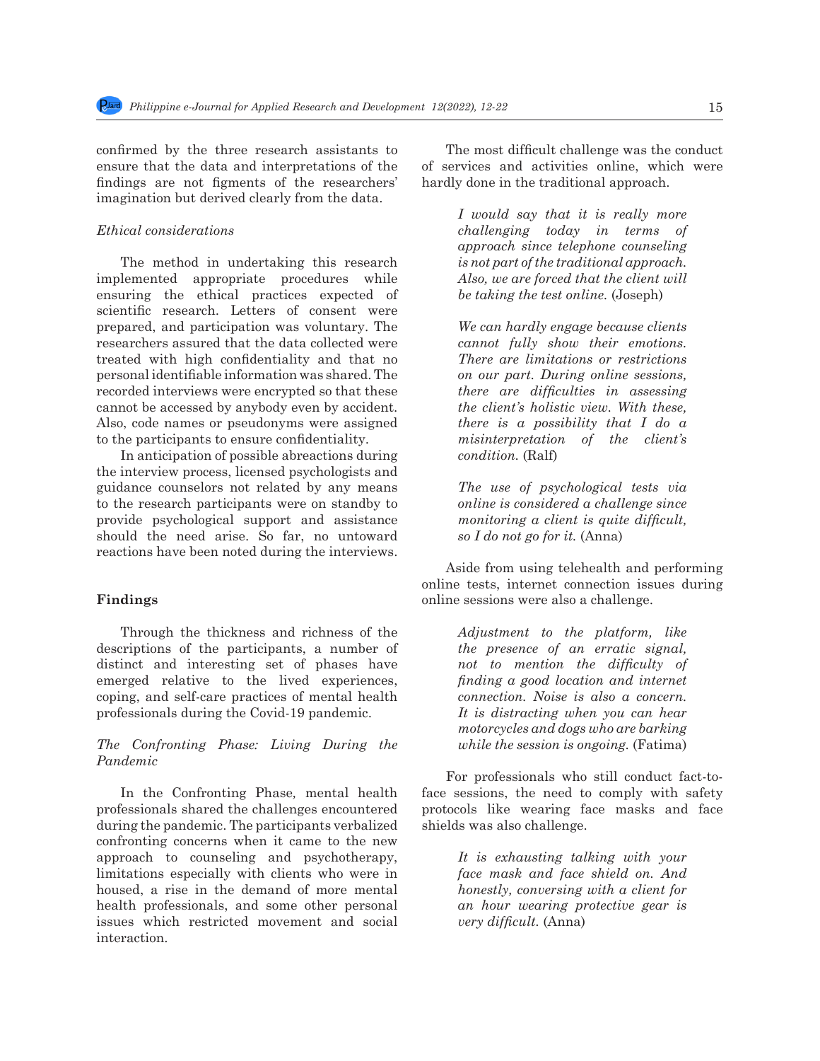confirmed by the three research assistants to ensure that the data and interpretations of the findings are not figments of the researchers' imagination but derived clearly from the data.

*Ethical considerations*

The method in undertaking this research implemented appropriate procedures while ensuring the ethical practices expected of scientific research. Letters of consent were prepared, and participation was voluntary. The researchers assured that the data collected were treated with high confidentiality and that no personal identifiable information was shared. The recorded interviews were encrypted so that these cannot be accessed by anybody even by accident. Also, code names or pseudonyms were assigned to the participants to ensure confidentiality.

In anticipation of possible abreactions during the interview process, licensed psychologists and guidance counselors not related by any means to the research participants were on standby to provide psychological support and assistance should the need arise. So far, no untoward reactions have been noted during the interviews.

## Findings

Through the thickness and richness of the descriptions of the participants, a number of distinct and interesting set of phases have emerged relative to the lived experiences, coping, and self-care practices of mental health professionals during the Covid-19 pandemic.

*The Confronting Phase: Living During the Pandemic*

In the Confronting Phase, mental health professionals shared the challenges encountered during the pandemic. The participants verbalized confronting concerns when it came to the new approach to counseling and psychotherapy, limitations especially with clients who were in housed, a rise in the demand of more mental health professionals, and some other personal issues which restricted movement and social interaction.

The most difficult challenge was the conduct of services and activities online, which were hardly done in the traditional approach.

> *I would say that it is really more challenging today in terms of approach since telephone counseling is not part of the traditional approach. Also, we are forced that the client will be taking the test online.* (Joseph)

> *We can hardly engage because clients cannot fully show their emotions. There are limitations or restrictions on our part. During online sessions, there are difficulties in assessing the client's holistic view. With these, there is a possibility that I do a misinterpretation of the client's condition.* (Ralf)

> *The use of psychological tests via online is considered a challenge since monitoring a client is quite difficult, so I do not go for it.* (Anna)

Aside from using telehealth and performing online tests, internet connection issues during online sessions were also a challenge.

> *Adjustment to the platform, like the presence of an erratic signal, not to mention the difficulty of finding a good location and internet connection. Noise is also a concern. It is distracting when you can hear motorcycles and dogs who are barking while the session is ongoing.* (Fatima)

For professionals who still conduct fact-to-face sessions, the need to comply with safety protocols like wearing face masks and face shields was also challenge.

> *It is exhausting talking with your face mask and face shield on. And honestly, conversing with a client for an hour wearing protective gear is very difficult.* (Anna)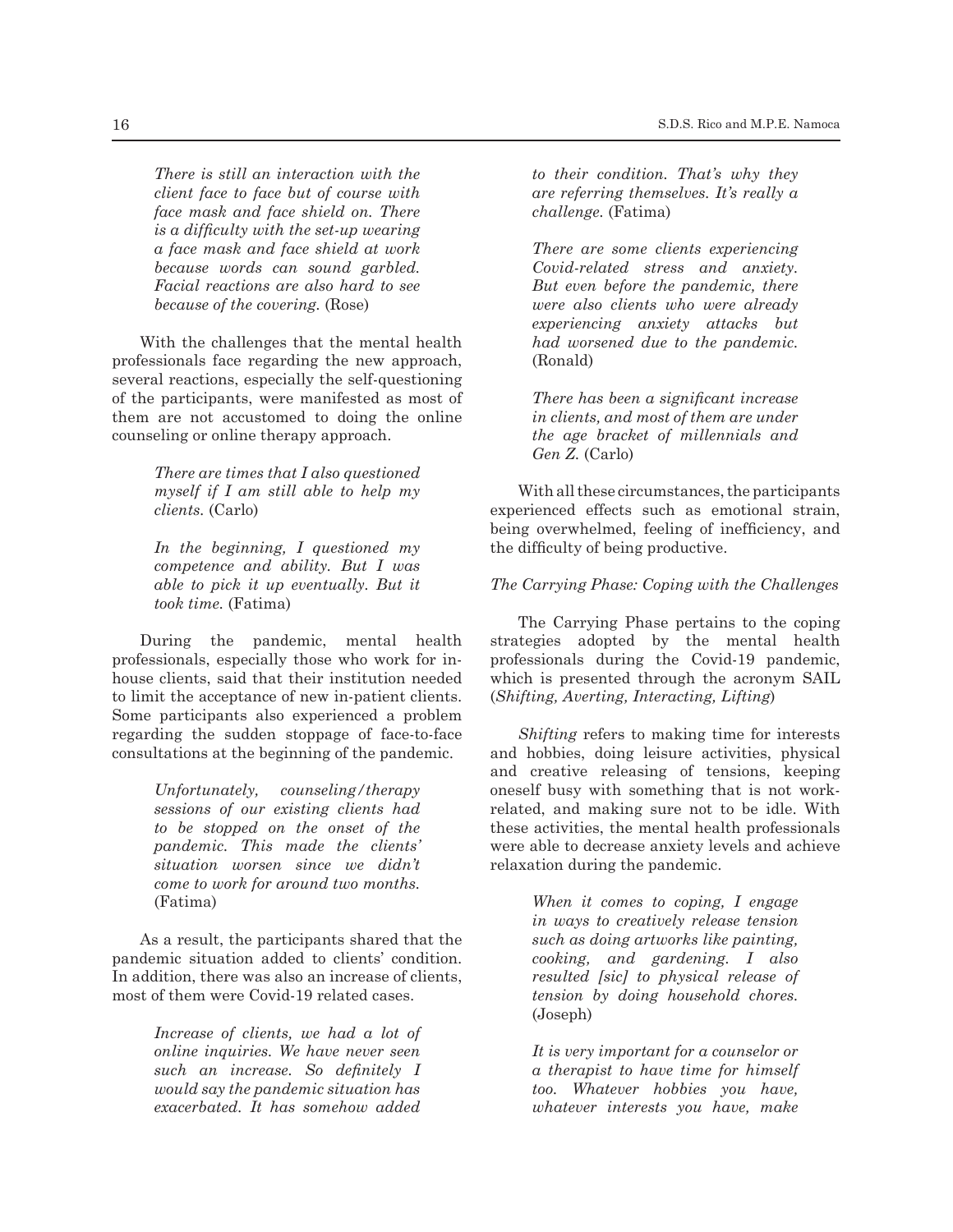> *There is still an interaction with the client face to face but of course with face mask and face shield on. There is a difficulty with the set-up wearing a face mask and face shield at work because words can sound garbled. Facial reactions are also hard to see because of the covering.* (Rose)

With the challenges that the mental health professionals face regarding the new approach, several reactions, especially the self-questioning of the participants, were manifested as most of them are not accustomed to doing the online counseling or online therapy approach.

> *There are times that I also questioned myself if I am still able to help my clients.* (Carlo)

> *In the beginning, I questioned my competence and ability. But I was able to pick it up eventually. But it took time.* (Fatima)

During the pandemic, mental health professionals, especially those who work for in-house clients, said that their institution needed to limit the acceptance of new in-patient clients. Some participants also experienced a problem regarding the sudden stoppage of face-to-face consultations at the beginning of the pandemic.

> *Unfortunately, counseling/therapy sessions of our existing clients had to be stopped on the onset of the pandemic. This made the clients' situation worsen since we didn't come to work for around two months.* (Fatima)

As a result, the participants shared that the pandemic situation added to clients' condition. In addition, there was also an increase of clients, most of them were Covid-19 related cases.

> *Increase of clients, we had a lot of online inquiries. We have never seen such an increase. So definitely I would say the pandemic situation has exacerbated. It has somehow added to their condition. That's why they are referring themselves. It's really a challenge.* (Fatima)

> *There are some clients experiencing Covid-related stress and anxiety. But even before the pandemic, there were also clients who were already experiencing anxiety attacks but had worsened due to the pandemic.* (Ronald)

> *There has been a significant increase in clients, and most of them are under the age bracket of millennials and Gen Z.* (Carlo)

With all these circumstances, the participants experienced effects such as emotional strain, being overwhelmed, feeling of inefficiency, and the difficulty of being productive.

### *The Carrying Phase: Coping with the Challenges*

The Carrying Phase pertains to the coping strategies adopted by the mental health professionals during the Covid-19 pandemic, which is presented through the acronym SAIL (*Shifting, Averting, Interacting, Lifting*)

*Shifting* refers to making time for interests and hobbies, doing leisure activities, physical and creative releasing of tensions, keeping oneself busy with something that is not work-related, and making sure not to be idle. With these activities, the mental health professionals were able to decrease anxiety levels and achieve relaxation during the pandemic.

> *When it comes to coping, I engage in ways to creatively release tension such as doing artworks like painting, cooking, and gardening. I also resulted [sic] to physical release of tension by doing household chores.* (Joseph)

> *It is very important for a counselor or a therapist to have time for himself too. Whatever hobbies you have, whatever interests you have, make*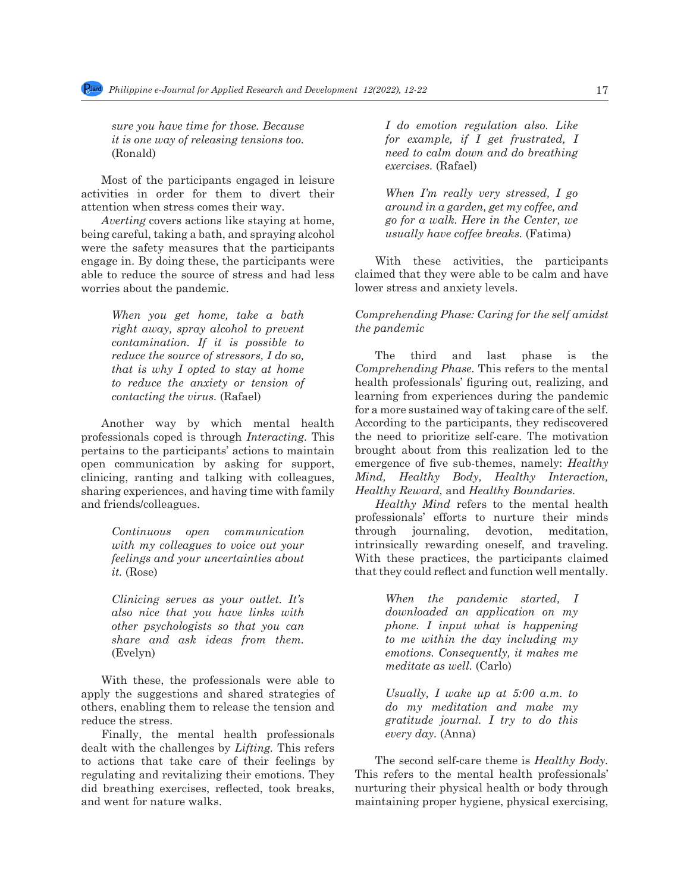> *sure you have time for those. Because it is one way of releasing tensions too.* (Ronald)

Most of the participants engaged in leisure activities in order for them to divert their attention when stress comes their way.

*Averting* covers actions like staying at home, being careful, taking a bath, and spraying alcohol were the safety measures that the participants engage in. By doing these, the participants were able to reduce the source of stress and had less worries about the pandemic.

> *When you get home, take a bath right away, spray alcohol to prevent contamination. If it is possible to reduce the source of stressors, I do so, that is why I opted to stay at home to reduce the anxiety or tension of contacting the virus.* (Rafael)

Another way by which mental health professionals coped is through *Interacting*. This pertains to the participants' actions to maintain open communication by asking for support, clinicing, ranting and talking with colleagues, sharing experiences, and having time with family and friends/colleagues.

> *Continuous open communication with my colleagues to voice out your feelings and your uncertainties about it.* (Rose)

> *Clinicing serves as your outlet. It's also nice that you have links with other psychologists so that you can share and ask ideas from them.* (Evelyn)

With these, the professionals were able to apply the suggestions and shared strategies of others, enabling them to release the tension and reduce the stress.

Finally, the mental health professionals dealt with the challenges by *Lifting*. This refers to actions that take care of their feelings by regulating and revitalizing their emotions. They did breathing exercises, reflected, took breaks, and went for nature walks.

> *I do emotion regulation also. Like for example, if I get frustrated, I need to calm down and do breathing exercises.* (Rafael)

> *When I'm really very stressed, I go around in a garden, get my coffee, and go for a walk. Here in the Center, we usually have coffee breaks.* (Fatima)

With these activities, the participants claimed that they were able to be calm and have lower stress and anxiety levels.

*Comprehending Phase: Caring for the self amidst the pandemic*

The third and last phase is the *Comprehending Phase*. This refers to the mental health professionals' figuring out, realizing, and learning from experiences during the pandemic for a more sustained way of taking care of the self. According to the participants, they rediscovered the need to prioritize self-care. The motivation brought about from this realization led to the emergence of five sub-themes, namely: *Healthy Mind, Healthy Body, Healthy Interaction, Healthy Reward,* and *Healthy Boundaries.*

*Healthy Mind* refers to the mental health professionals' efforts to nurture their minds through journaling, devotion, meditation, intrinsically rewarding oneself, and traveling. With these practices, the participants claimed that they could reflect and function well mentally.

> *When the pandemic started, I downloaded an application on my phone. I input what is happening to me within the day including my emotions. Consequently, it makes me meditate as well.* (Carlo)

> *Usually, I wake up at 5:00 a.m. to do my meditation and make my gratitude journal. I try to do this every day.* (Anna)

The second self-care theme is *Healthy Body*. This refers to the mental health professionals' nurturing their physical health or body through maintaining proper hygiene, physical exercising,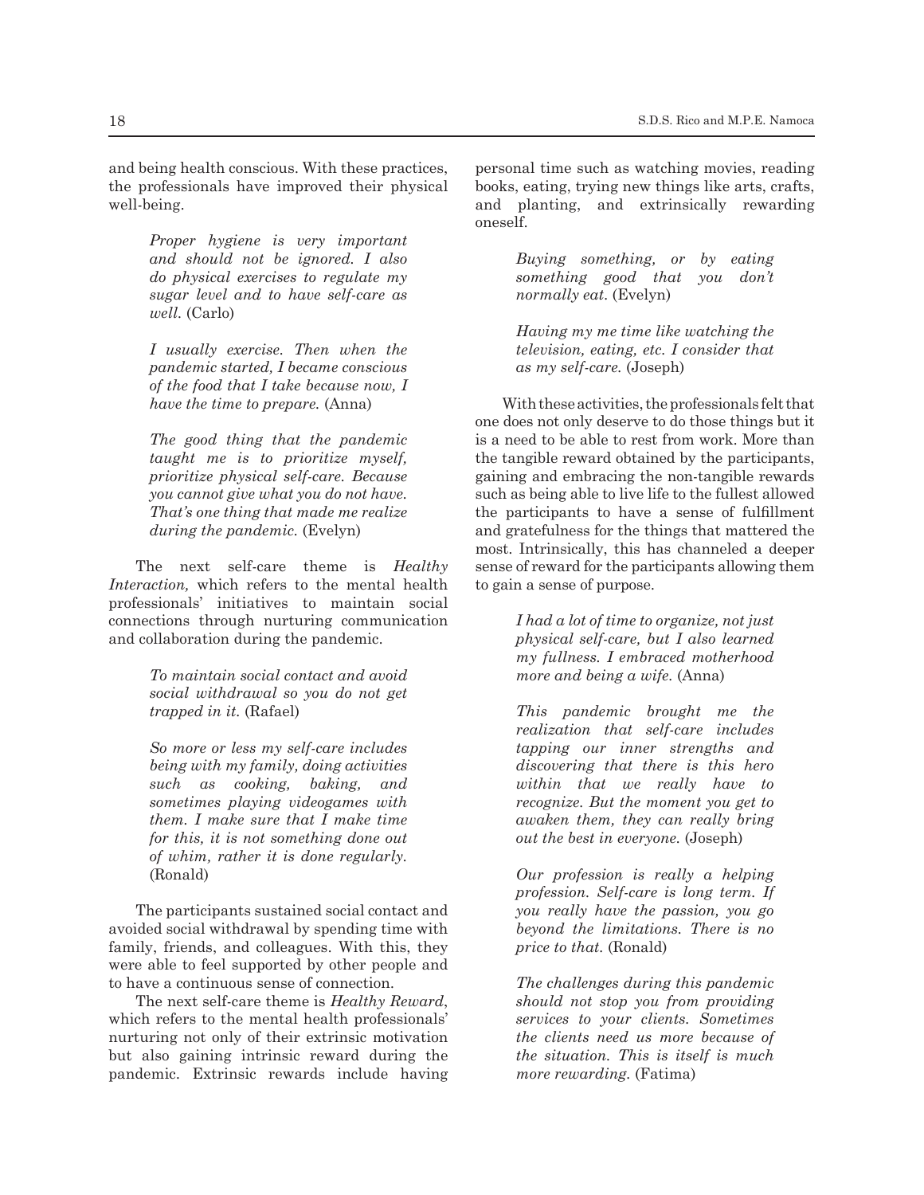and being health conscious. With these practices, the professionals have improved their physical well-being.

> *Proper hygiene is very important and should not be ignored. I also do physical exercises to regulate my sugar level and to have self-care as well.* (Carlo)

> *I usually exercise. Then when the pandemic started, I became conscious of the food that I take because now, I have the time to prepare.* (Anna)

> *The good thing that the pandemic taught me is to prioritize myself, prioritize physical self-care. Because you cannot give what you do not have. That's one thing that made me realize during the pandemic.* (Evelyn)

The next self-care theme is *Healthy Interaction,* which refers to the mental health professionals' initiatives to maintain social connections through nurturing communication and collaboration during the pandemic.

> *To maintain social contact and avoid social withdrawal so you do not get trapped in it.* (Rafael)

> *So more or less my self-care includes being with my family, doing activities such as cooking, baking, and sometimes playing videogames with them. I make sure that I make time for this, it is not something done out of whim, rather it is done regularly.* (Ronald)

The participants sustained social contact and avoided social withdrawal by spending time with family, friends, and colleagues. With this, they were able to feel supported by other people and to have a continuous sense of connection.

The next self-care theme is *Healthy Reward*, which refers to the mental health professionals' nurturing not only of their extrinsic motivation but also gaining intrinsic reward during the pandemic. Extrinsic rewards include having personal time such as watching movies, reading books, eating, trying new things like arts, crafts, and planting, and extrinsically rewarding oneself.

> *Buying something, or by eating something good that you don't normally eat.* (Evelyn)

> *Having my me time like watching the television, eating, etc. I consider that as my self-care.* (Joseph)

With these activities, the professionals felt that one does not only deserve to do those things but it is a need to be able to rest from work. More than the tangible reward obtained by the participants, gaining and embracing the non-tangible rewards such as being able to live life to the fullest allowed the participants to have a sense of fulfillment and gratefulness for the things that mattered the most. Intrinsically, this has channeled a deeper sense of reward for the participants allowing them to gain a sense of purpose.

> *I had a lot of time to organize, not just physical self-care, but I also learned my fullness. I embraced motherhood more and being a wife.* (Anna)

> *This pandemic brought me the realization that self-care includes tapping our inner strengths and discovering that there is this hero within that we really have to recognize. But the moment you get to awaken them, they can really bring out the best in everyone.* (Joseph)

> *Our profession is really a helping profession. Self-care is long term. If you really have the passion, you go beyond the limitations. There is no price to that.* (Ronald)

> *The challenges during this pandemic should not stop you from providing services to your clients. Sometimes the clients need us more because of the situation. This is itself is much more rewarding.* (Fatima)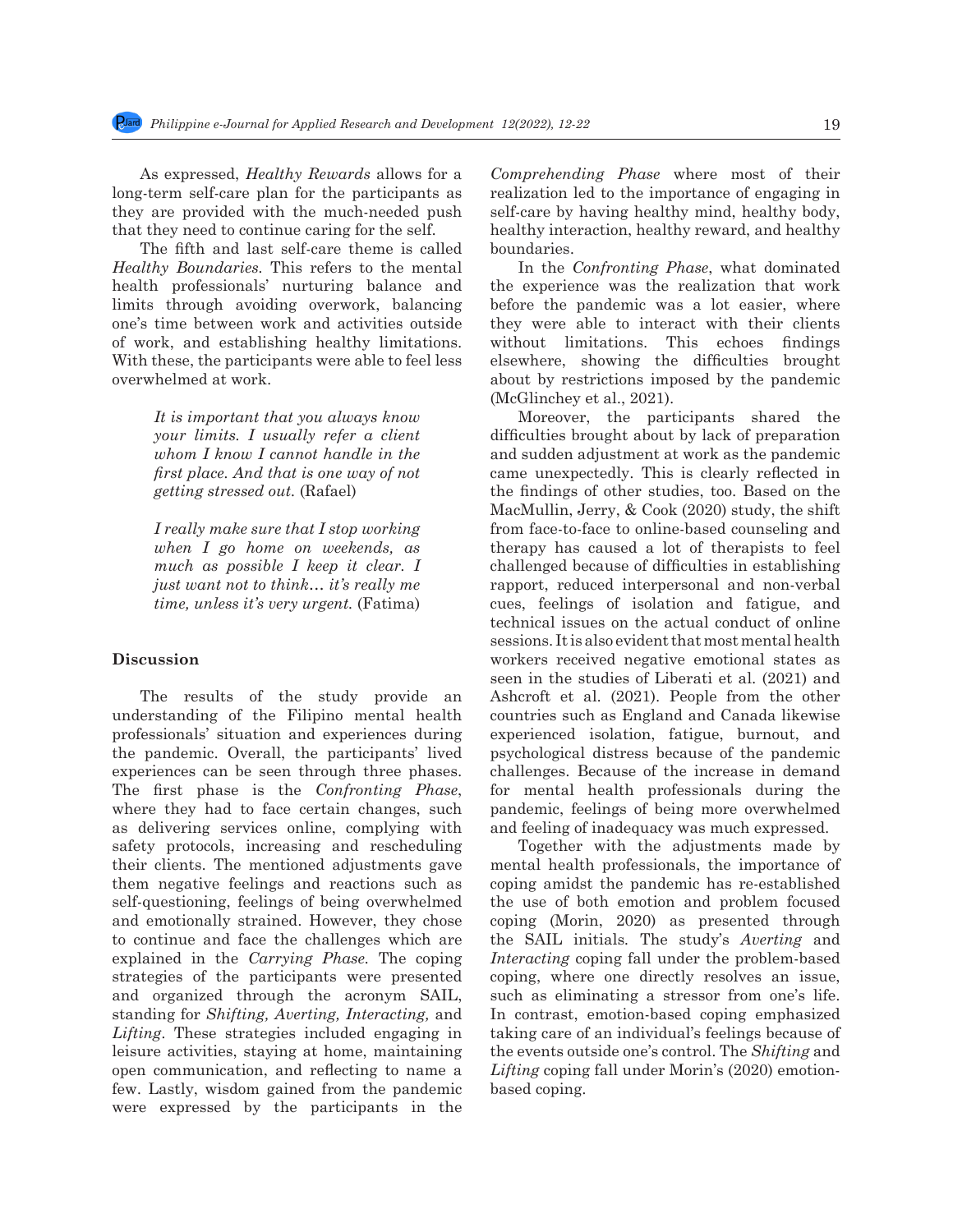As expressed, *Healthy Rewards* allows for a long-term self-care plan for the participants as they are provided with the much-needed push that they need to continue caring for the self.

The fifth and last self-care theme is called *Healthy Boundaries.* This refers to the mental health professionals' nurturing balance and limits through avoiding overwork, balancing one's time between work and activities outside of work, and establishing healthy limitations. With these, the participants were able to feel less overwhelmed at work.

> *It is important that you always know your limits. I usually refer a client whom I know I cannot handle in the first place. And that is one way of not getting stressed out.* (Rafael)

> *I really make sure that I stop working when I go home on weekends, as much as possible I keep it clear. I just want not to think… it's really me time, unless it's very urgent.* (Fatima)

## Discussion

The results of the study provide an understanding of the Filipino mental health professionals' situation and experiences during the pandemic. Overall, the participants' lived experiences can be seen through three phases. The first phase is the *Confronting Phase*, where they had to face certain changes, such as delivering services online, complying with safety protocols, increasing and rescheduling their clients. The mentioned adjustments gave them negative feelings and reactions such as self-questioning, feelings of being overwhelmed and emotionally strained. However, they chose to continue and face the challenges which are explained in the *Carrying Phase.* The coping strategies of the participants were presented and organized through the acronym SAIL, standing for *Shifting, Averting, Interacting,* and *Lifting*. These strategies included engaging in leisure activities, staying at home, maintaining open communication, and reflecting to name a few. Lastly, wisdom gained from the pandemic were expressed by the participants in the *Comprehending Phase* where most of their realization led to the importance of engaging in self-care by having healthy mind, healthy body, healthy interaction, healthy reward, and healthy boundaries.

In the *Confronting Phase*, what dominated the experience was the realization that work before the pandemic was a lot easier, where they were able to interact with their clients without limitations. This echoes findings elsewhere, showing the difficulties brought about by restrictions imposed by the pandemic (McGlinchey et al., 2021).

Moreover, the participants shared the difficulties brought about by lack of preparation and sudden adjustment at work as the pandemic came unexpectedly. This is clearly reflected in the findings of other studies, too. Based on the MacMullin, Jerry, & Cook (2020) study, the shift from face-to-face to online-based counseling and therapy has caused a lot of therapists to feel challenged because of difficulties in establishing rapport, reduced interpersonal and non-verbal cues, feelings of isolation and fatigue, and technical issues on the actual conduct of online sessions. It is also evident that most mental health workers received negative emotional states as seen in the studies of Liberati et al. (2021) and Ashcroft et al. (2021). People from the other countries such as England and Canada likewise experienced isolation, fatigue, burnout, and psychological distress because of the pandemic challenges. Because of the increase in demand for mental health professionals during the pandemic, feelings of being more overwhelmed and feeling of inadequacy was much expressed.

Together with the adjustments made by mental health professionals, the importance of coping amidst the pandemic has re-established the use of both emotion and problem focused coping (Morin, 2020) as presented through the SAIL initials. The study's *Averting* and *Interacting* coping fall under the problem-based coping, where one directly resolves an issue, such as eliminating a stressor from one's life. In contrast, emotion-based coping emphasized taking care of an individual's feelings because of the events outside one's control. The *Shifting* and *Lifting* coping fall under Morin's (2020) emotion-based coping.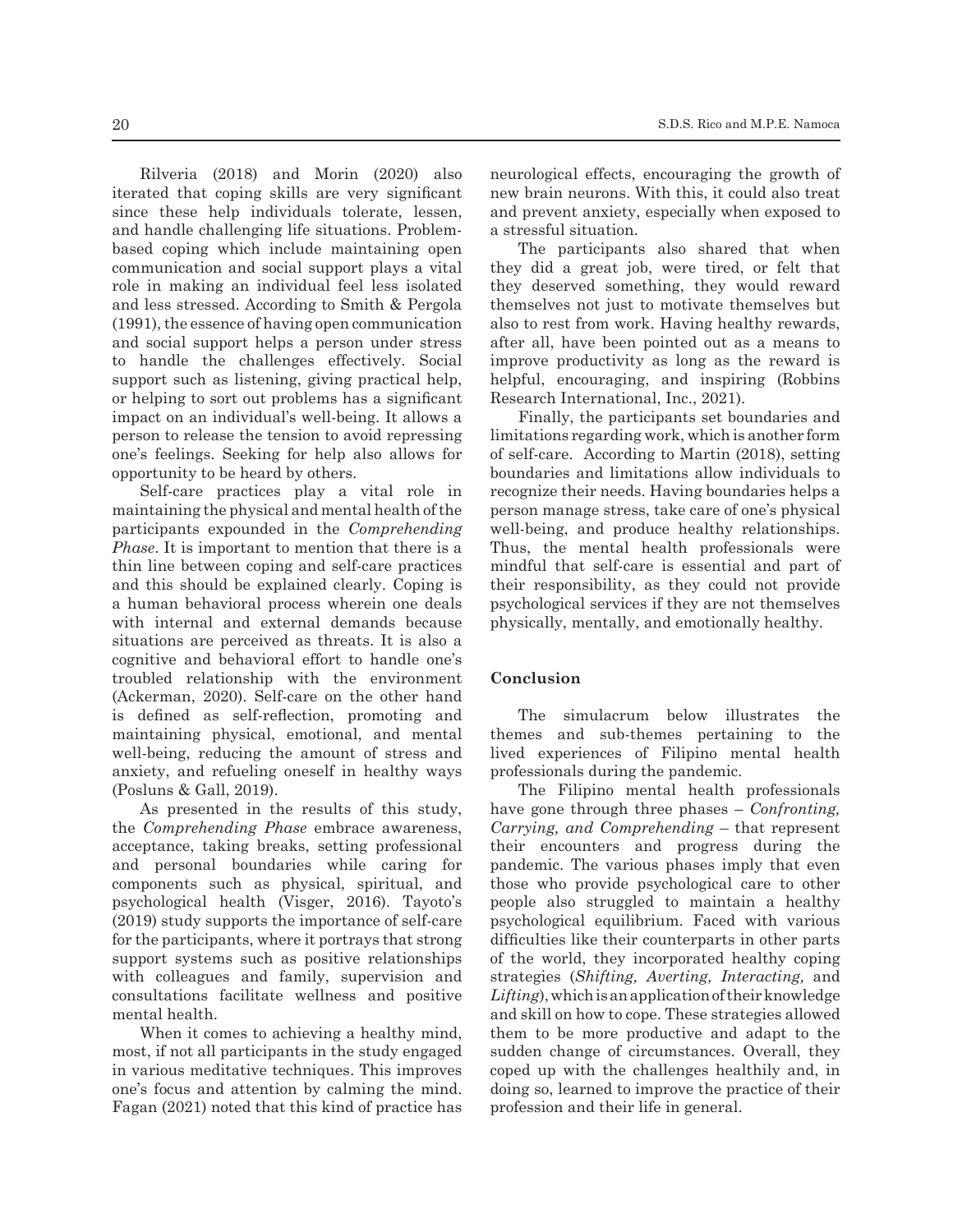Rilveria (2018) and Morin (2020) also iterated that coping skills are very significant since these help individuals tolerate, lessen, and handle challenging life situations. Problem-based coping which include maintaining open communication and social support plays a vital role in making an individual feel less isolated and less stressed. According to Smith & Pergola (1991), the essence of having open communication and social support helps a person under stress to handle the challenges effectively. Social support such as listening, giving practical help, or helping to sort out problems has a significant impact on an individual's well-being. It allows a person to release the tension to avoid repressing one's feelings. Seeking for help also allows for opportunity to be heard by others.

Self-care practices play a vital role in maintaining the physical and mental health of the participants expounded in the *Comprehending Phase*. It is important to mention that there is a thin line between coping and self-care practices and this should be explained clearly. Coping is a human behavioral process wherein one deals with internal and external demands because situations are perceived as threats. It is also a cognitive and behavioral effort to handle one's troubled relationship with the environment (Ackerman, 2020). Self-care on the other hand is defined as self-reflection, promoting and maintaining physical, emotional, and mental well-being, reducing the amount of stress and anxiety, and refueling oneself in healthy ways (Posluns & Gall, 2019).

As presented in the results of this study, the *Comprehending Phase* embrace awareness, acceptance, taking breaks, setting professional and personal boundaries while caring for components such as physical, spiritual, and psychological health (Visger, 2016). Tayoto's (2019) study supports the importance of self-care for the participants, where it portrays that strong support systems such as positive relationships with colleagues and family, supervision and consultations facilitate wellness and positive mental health.

When it comes to achieving a healthy mind, most, if not all participants in the study engaged in various meditative techniques. This improves one's focus and attention by calming the mind. Fagan (2021) noted that this kind of practice has neurological effects, encouraging the growth of new brain neurons. With this, it could also treat and prevent anxiety, especially when exposed to a stressful situation.

The participants also shared that when they did a great job, were tired, or felt that they deserved something, they would reward themselves not just to motivate themselves but also to rest from work. Having healthy rewards, after all, have been pointed out as a means to improve productivity as long as the reward is helpful, encouraging, and inspiring (Robbins Research International, Inc., 2021).

Finally, the participants set boundaries and limitations regarding work, which is another form of self-care. According to Martin (2018), setting boundaries and limitations allow individuals to recognize their needs. Having boundaries helps a person manage stress, take care of one's physical well-being, and produce healthy relationships. Thus, the mental health professionals were mindful that self-care is essential and part of their responsibility, as they could not provide psychological services if they are not themselves physically, mentally, and emotionally healthy.

## Conclusion

The simulacrum below illustrates the themes and sub-themes pertaining to the lived experiences of Filipino mental health professionals during the pandemic.

The Filipino mental health professionals have gone through three phases – *Confronting, Carrying, and Comprehending* – that represent their encounters and progress during the pandemic. The various phases imply that even those who provide psychological care to other people also struggled to maintain a healthy psychological equilibrium. Faced with various difficulties like their counterparts in other parts of the world, they incorporated healthy coping strategies (*Shifting, Averting, Interacting,* and *Lifting*), which is an application of their knowledge and skill on how to cope. These strategies allowed them to be more productive and adapt to the sudden change of circumstances. Overall, they coped up with the challenges healthily and, in doing so, learned to improve the practice of their profession and their life in general.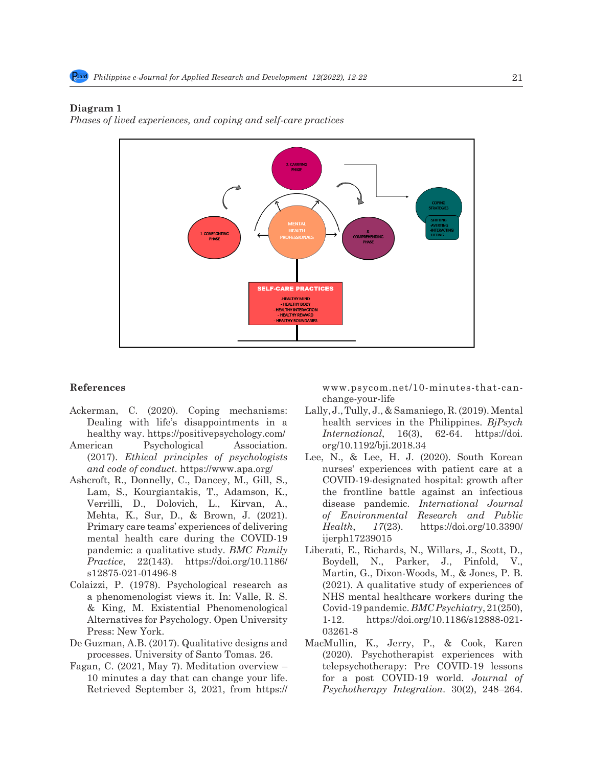**Diagram 1**

*Phases of lived experiences, and coping and self-care practices*

1. CONFRONTING PHASE

2. CARRYING PHASE

3. COMPREHENDING PHASE

MENTAL HEALTH PROFESSIONALS

COPING STRATEGIES

- SHIFTING
- AVERTING
- INTERACTING
- LIFTING

SELF-CARE PRACTICES

HEALTHY MIND
- HEALTHY BODY
- HEALTHY INTERACTION
- HEALTHY REWARD
- HEALTHY BOUNDARIES

## References

Ackerman, C. (2020). Coping mechanisms: Dealing with life's disappointments in a healthy way. https://positivepsychology.com/

American Psychological Association. (2017). *Ethical principles of psychologists and code of conduct*. https://www.apa.org/

Ashcroft, R., Donnelly, C., Dancey, M., Gill, S., Lam, S., Kourgiantakis, T., Adamson, K., Verrilli, D., Dolovich, L., Kirvan, A., Mehta, K., Sur, D., & Brown, J. (2021). Primary care teams' experiences of delivering mental health care during the COVID-19 pandemic: a qualitative study. *BMC Family Practice*, 22(143). https://doi.org/10.1186/s12875-021-01496-8

Colaizzi, P. (1978). Psychological research as a phenomenologist views it. In: Valle, R. S. & King, M. Existential Phenomenological Alternatives for Psychology. Open University Press: New York.

De Guzman, A.B. (2017). Qualitative designs and processes. University of Santo Tomas. 26.

Fagan, C. (2021, May 7). Meditation overview – 10 minutes a day that can change your life. Retrieved September 3, 2021, from https://www.psycom.net/10-minutes-that-can-change-your-life

Lally, J., Tully, J., & Samaniego, R. (2019). Mental health services in the Philippines. *BjPsych International*, 16(3), 62-64. https://doi.org/10.1192/bji.2018.34

Lee, N., & Lee, H. J. (2020). South Korean nurses' experiences with patient care at a COVID-19-designated hospital: growth after the frontline battle against an infectious disease pandemic. *International Journal of Environmental Research and Public Health*, *17*(23). https://doi.org/10.3390/ijerph17239015

Liberati, E., Richards, N., Willars, J., Scott, D., Boydell, N., Parker, J., Pinfold, V., Martin, G., Dixon-Woods, M., & Jones, P. B. (2021). A qualitative study of experiences of NHS mental healthcare workers during the Covid-19 pandemic. *BMC Psychiatry*, 21(250), 1-12. https://doi.org/10.1186/s12888-021-03261-8

MacMullin, K., Jerry, P., & Cook, Karen (2020). Psychotherapist experiences with telepsychotherapy: Pre COVID-19 lessons for a post COVID-19 world. *Journal of Psychotherapy Integration*. 30(2), 248–264.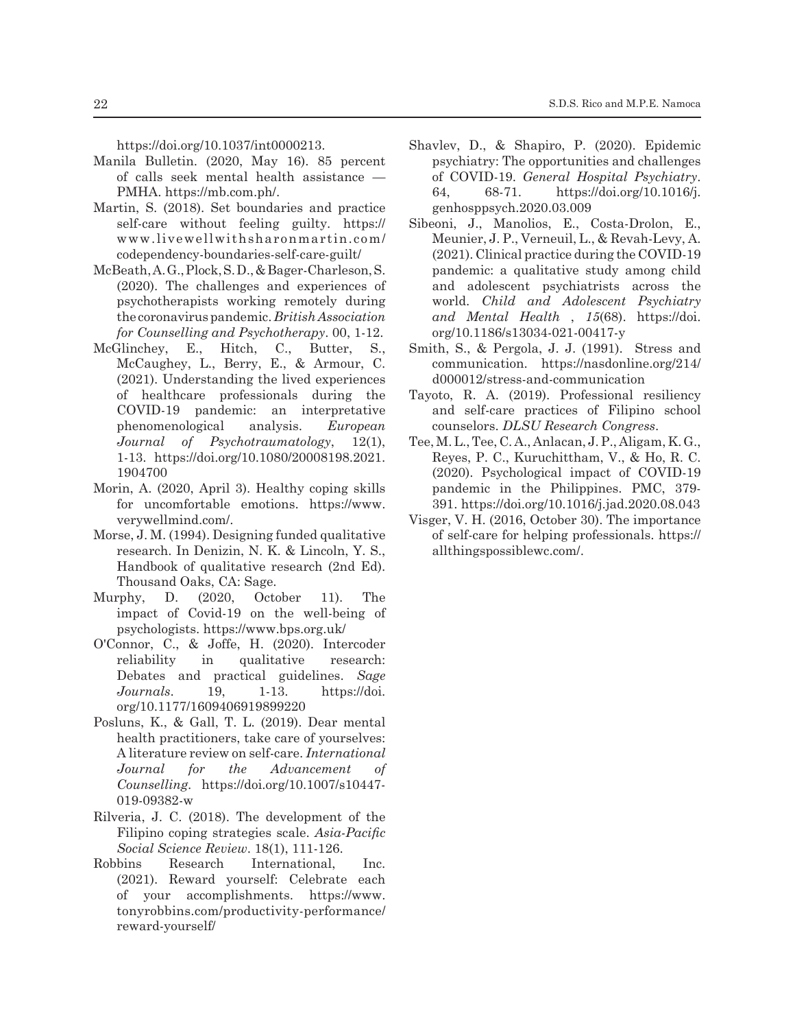https://doi.org/10.1037/int0000213.

Manila Bulletin. (2020, May 16). 85 percent of calls seek mental health assistance — PMHA. https://mb.com.ph/.

Martin, S. (2018). Set boundaries and practice self-care without feeling guilty. https://www.livewellwithsharonmartin.com/codependency-boundaries-self-care-guilt/

McBeath, A. G., Plock, S. D., & Bager-Charleson, S. (2020). The challenges and experiences of psychotherapists working remotely during the coronavirus pandemic. *British Association for Counselling and Psychotherapy*. 00, 1-12.

McGlinchey, E., Hitch, C., Butter, S., McCaughey, L., Berry, E., & Armour, C. (2021). Understanding the lived experiences of healthcare professionals during the COVID-19 pandemic: an interpretative phenomenological analysis. *European Journal of Psychotraumatology*, 12(1), 1-13. https://doi.org/10.1080/20008198.2021.1904700

Morin, A. (2020, April 3). Healthy coping skills for uncomfortable emotions. https://www.verywellmind.com/.

Morse, J. M. (1994). Designing funded qualitative research. In Denizin, N. K. & Lincoln, Y. S., Handbook of qualitative research (2nd Ed). Thousand Oaks, CA: Sage.

Murphy, D. (2020, October 11). The impact of Covid-19 on the well-being of psychologists. https://www.bps.org.uk/

O'Connor, C., & Joffe, H. (2020). Intercoder reliability in qualitative research: Debates and practical guidelines. *Sage Journals*. 19, 1-13. https://doi.org/10.1177/1609406919899220

Posluns, K., & Gall, T. L. (2019). Dear mental health practitioners, take care of yourselves: A literature review on self-care. *International Journal for the Advancement of Counselling*. https://doi.org/10.1007/s10447-019-09382-w

Rilveria, J. C. (2018). The development of the Filipino coping strategies scale. *Asia-Pacific Social Science Review*. 18(1), 111-126.

Robbins Research International, Inc. (2021). Reward yourself: Celebrate each of your accomplishments. https://www.tonyrobbins.com/productivity-performance/reward-yourself/

Shavlev, D., & Shapiro, P. (2020). Epidemic psychiatry: The opportunities and challenges of COVID-19. *General Hospital Psychiatry*. 64, 68-71. https://doi.org/10.1016/j.genhosppsych.2020.03.009

Sibeoni, J., Manolios, E., Costa-Drolon, E., Meunier, J. P., Verneuil, L., & Revah-Levy, A. (2021). Clinical practice during the COVID-19 pandemic: a qualitative study among child and adolescent psychiatrists across the world. *Child and Adolescent Psychiatry and Mental Health* , *15*(68). https://doi.org/10.1186/s13034-021-00417-y

Smith, S., & Pergola, J. J. (1991). Stress and communication. https://nasdonline.org/214/d000012/stress-and-communication

Tayoto, R. A. (2019). Professional resiliency and self-care practices of Filipino school counselors. *DLSU Research Congress*.

Tee, M. L., Tee, C. A., Anlacan, J. P., Aligam, K. G., Reyes, P. C., Kuruchittham, V., & Ho, R. C. (2020). Psychological impact of COVID-19 pandemic in the Philippines. PMC, 379-391. https://doi.org/10.1016/j.jad.2020.08.043

Visger, V. H. (2016, October 30). The importance of self-care for helping professionals. https://allthingspossiblewc.com/.